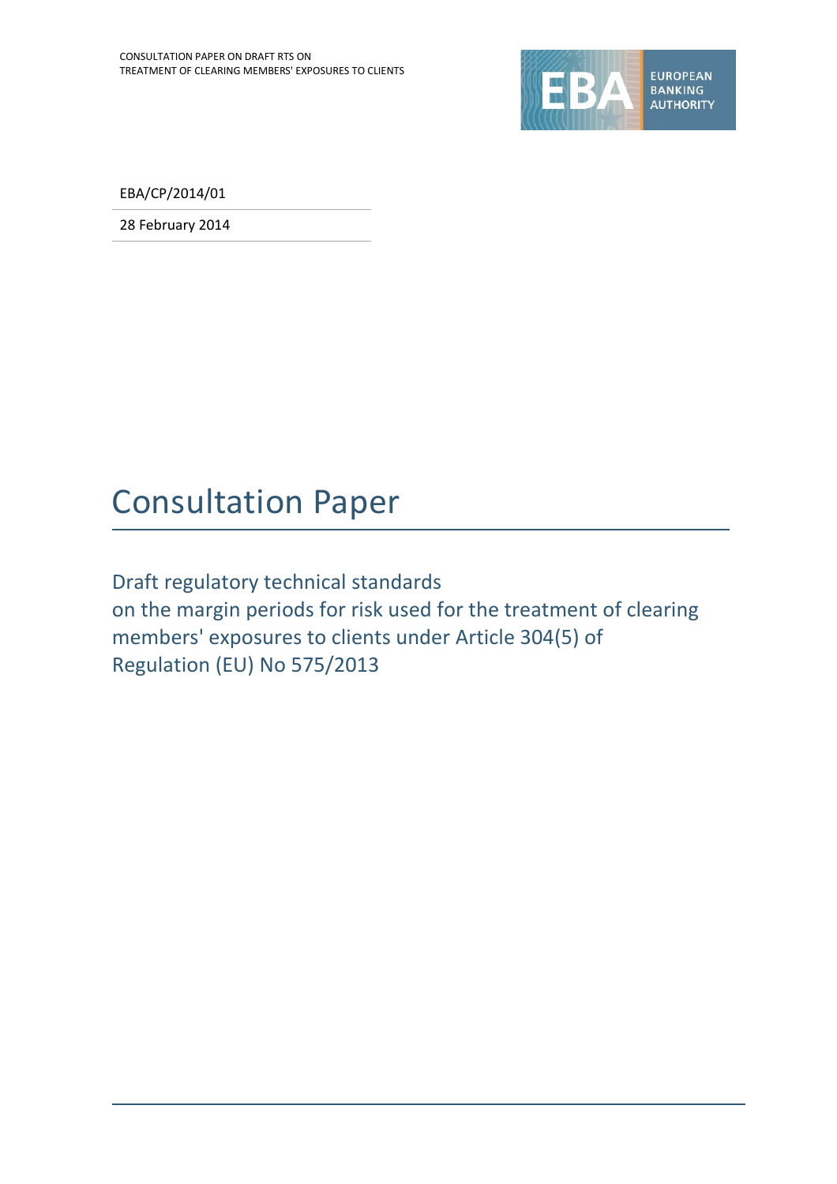EBA/CP/2014/01

28 February 2014

# Consultation Paper

## Draft regulatory technical standards on the margin periods for risk used for the treatment of clearing members' exposures to clients under Article 304(5) of Regulation (EU) No 575/2013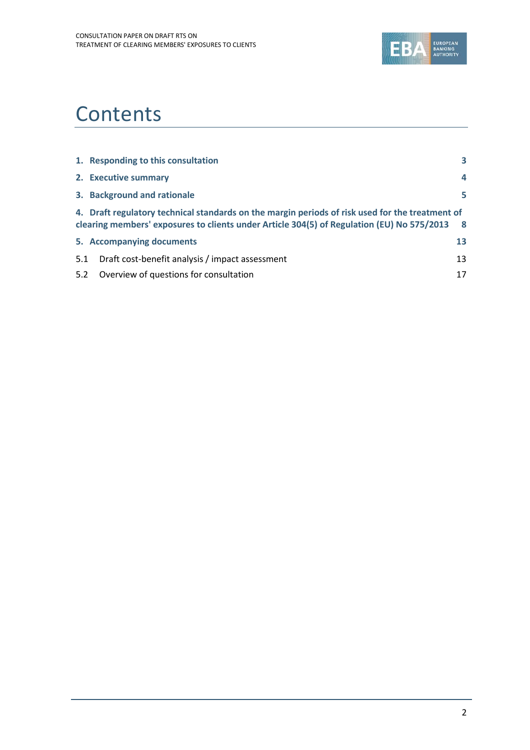# Contents

| | |
|---|---|
| **1. Responding to this consultation** | **3** |
| **2. Executive summary** | **4** |
| **3. Background and rationale** | **5** |
| **4. Draft regulatory technical standards on the margin periods of risk used for the treatment of clearing members' exposures to clients under Article 304(5) of Regulation (EU) No 575/2013** | **8** |
| **5. Accompanying documents** | **13** |
| 5.1 Draft cost-benefit analysis / impact assessment | 13 |
| 5.2 Overview of questions for consultation | 17 |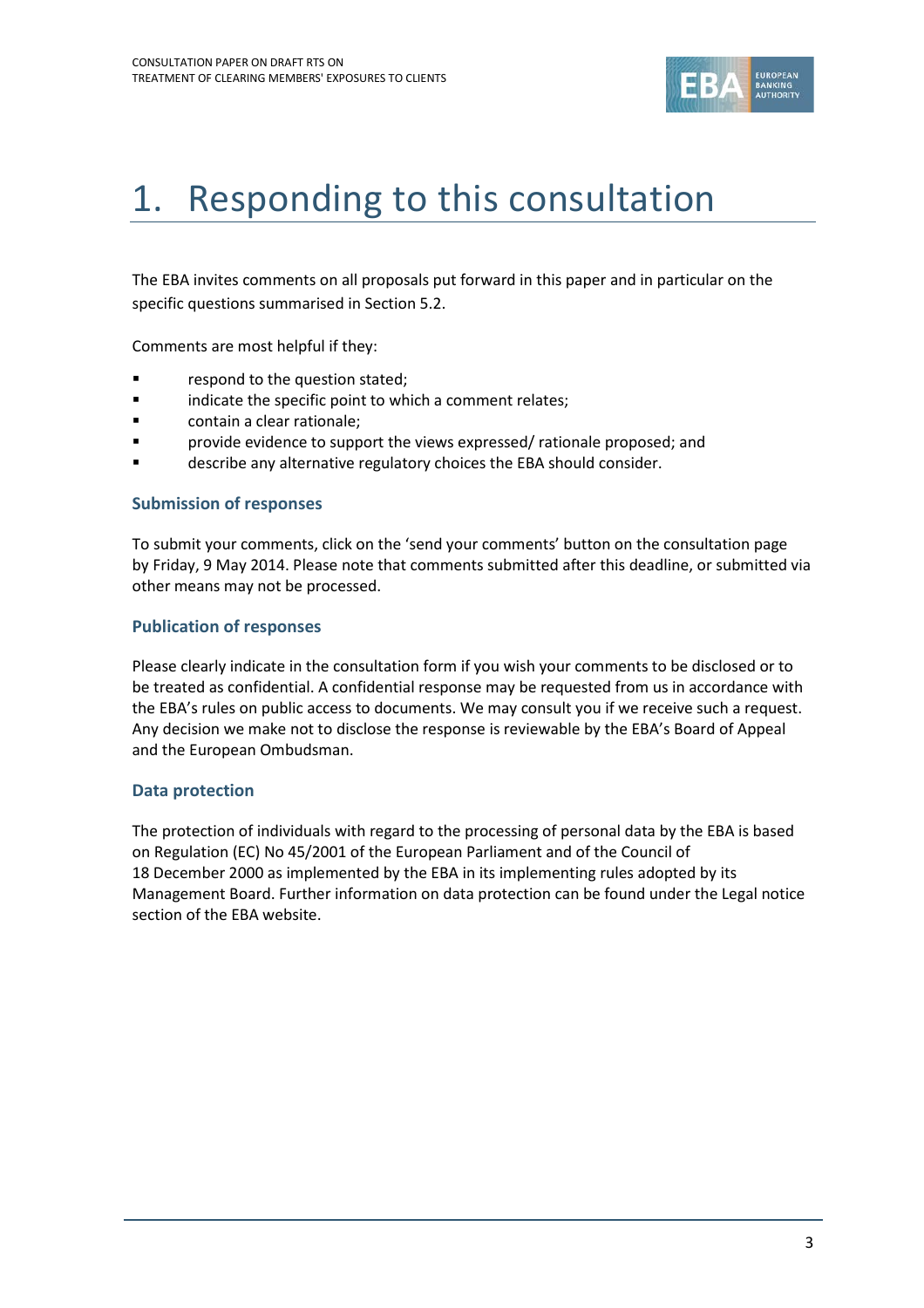# 1. Responding to this consultation

The EBA invites comments on all proposals put forward in this paper and in particular on the specific questions summarised in Section 5.2.

Comments are most helpful if they:

- respond to the question stated;
- indicate the specific point to which a comment relates;
- contain a clear rationale;
- provide evidence to support the views expressed/ rationale proposed; and
- describe any alternative regulatory choices the EBA should consider.

### Submission of responses

To submit your comments, click on the 'send your comments' button on the consultation page by Friday, 9 May 2014. Please note that comments submitted after this deadline, or submitted via other means may not be processed.

### Publication of responses

Please clearly indicate in the consultation form if you wish your comments to be disclosed or to be treated as confidential. A confidential response may be requested from us in accordance with the EBA's rules on public access to documents. We may consult you if we receive such a request. Any decision we make not to disclose the response is reviewable by the EBA's Board of Appeal and the European Ombudsman.

### Data protection

The protection of individuals with regard to the processing of personal data by the EBA is based on Regulation (EC) No 45/2001 of the European Parliament and of the Council of 18 December 2000 as implemented by the EBA in its implementing rules adopted by its Management Board. Further information on data protection can be found under the Legal notice section of the EBA website.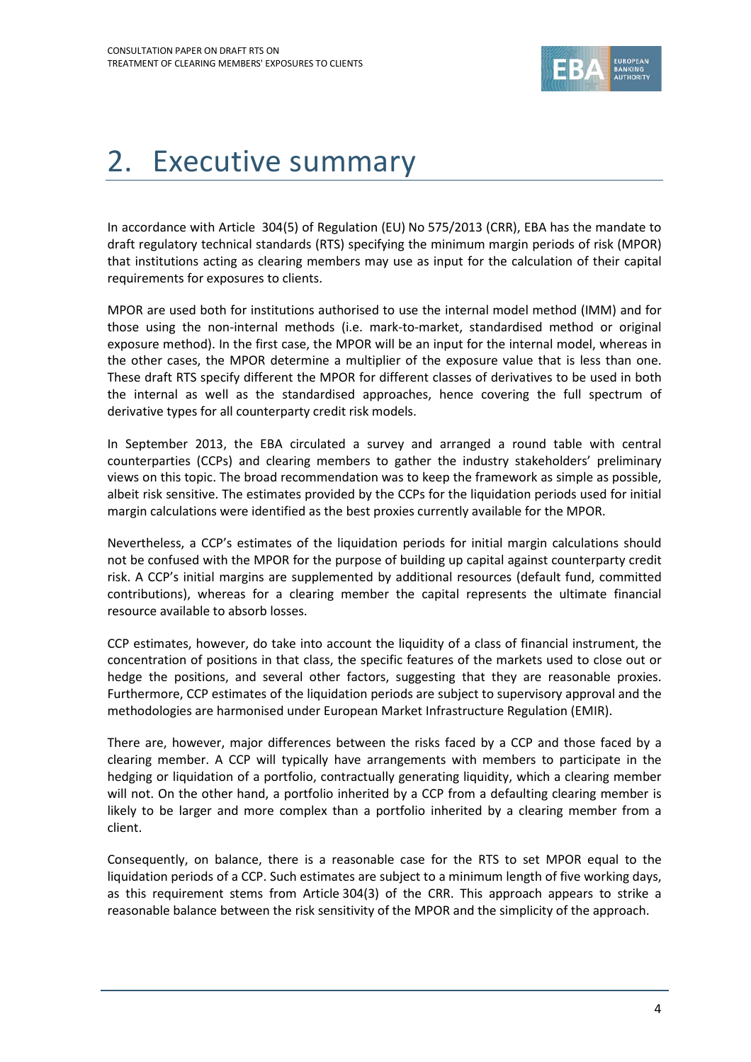# 2. Executive summary

In accordance with Article 304(5) of Regulation (EU) No 575/2013 (CRR), EBA has the mandate to draft regulatory technical standards (RTS) specifying the minimum margin periods of risk (MPOR) that institutions acting as clearing members may use as input for the calculation of their capital requirements for exposures to clients.

MPOR are used both for institutions authorised to use the internal model method (IMM) and for those using the non-internal methods (i.e. mark-to-market, standardised method or original exposure method). In the first case, the MPOR will be an input for the internal model, whereas in the other cases, the MPOR determine a multiplier of the exposure value that is less than one. These draft RTS specify different the MPOR for different classes of derivatives to be used in both the internal as well as the standardised approaches, hence covering the full spectrum of derivative types for all counterparty credit risk models.

In September 2013, the EBA circulated a survey and arranged a round table with central counterparties (CCPs) and clearing members to gather the industry stakeholders' preliminary views on this topic. The broad recommendation was to keep the framework as simple as possible, albeit risk sensitive. The estimates provided by the CCPs for the liquidation periods used for initial margin calculations were identified as the best proxies currently available for the MPOR.

Nevertheless, a CCP's estimates of the liquidation periods for initial margin calculations should not be confused with the MPOR for the purpose of building up capital against counterparty credit risk. A CCP's initial margins are supplemented by additional resources (default fund, committed contributions), whereas for a clearing member the capital represents the ultimate financial resource available to absorb losses.

CCP estimates, however, do take into account the liquidity of a class of financial instrument, the concentration of positions in that class, the specific features of the markets used to close out or hedge the positions, and several other factors, suggesting that they are reasonable proxies. Furthermore, CCP estimates of the liquidation periods are subject to supervisory approval and the methodologies are harmonised under European Market Infrastructure Regulation (EMIR).

There are, however, major differences between the risks faced by a CCP and those faced by a clearing member. A CCP will typically have arrangements with members to participate in the hedging or liquidation of a portfolio, contractually generating liquidity, which a clearing member will not. On the other hand, a portfolio inherited by a CCP from a defaulting clearing member is likely to be larger and more complex than a portfolio inherited by a clearing member from a client.

Consequently, on balance, there is a reasonable case for the RTS to set MPOR equal to the liquidation periods of a CCP. Such estimates are subject to a minimum length of five working days, as this requirement stems from Article 304(3) of the CRR. This approach appears to strike a reasonable balance between the risk sensitivity of the MPOR and the simplicity of the approach.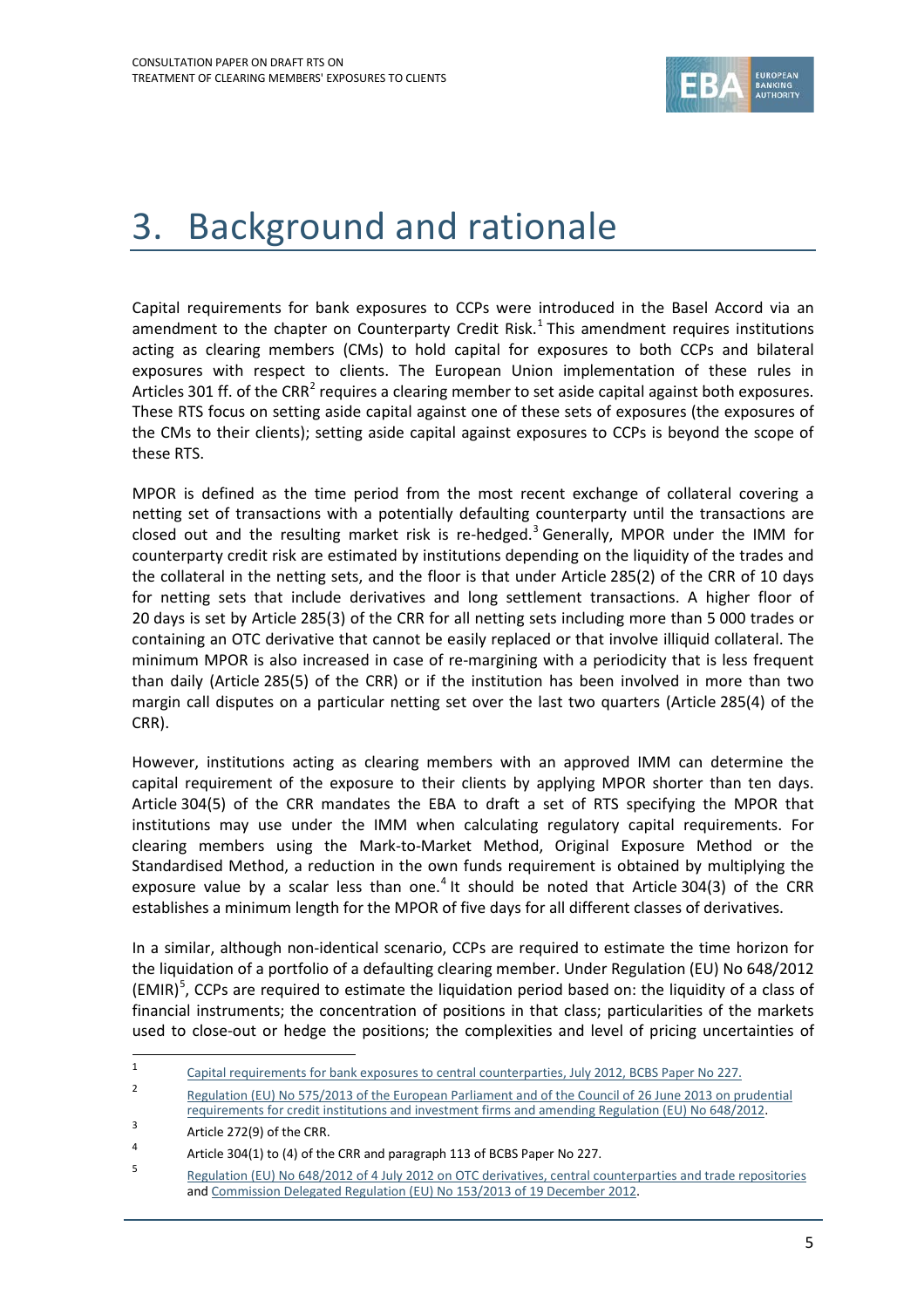# 3. Background and rationale

Capital requirements for bank exposures to CCPs were introduced in the Basel Accord via an amendment to the chapter on Counterparty Credit Risk.[1] This amendment requires institutions acting as clearing members (CMs) to hold capital for exposures to both CCPs and bilateral exposures with respect to clients. The European Union implementation of these rules in Articles 301 ff. of the CRR[2] requires a clearing member to set aside capital against both exposures. These RTS focus on setting aside capital against one of these sets of exposures (the exposures of the CMs to their clients); setting aside capital against exposures to CCPs is beyond the scope of these RTS.

MPOR is defined as the time period from the most recent exchange of collateral covering a netting set of transactions with a potentially defaulting counterparty until the transactions are closed out and the resulting market risk is re-hedged.[3] Generally, MPOR under the IMM for counterparty credit risk are estimated by institutions depending on the liquidity of the trades and the collateral in the netting sets, and the floor is that under Article 285(2) of the CRR of 10 days for netting sets that include derivatives and long settlement transactions. A higher floor of 20 days is set by Article 285(3) of the CRR for all netting sets including more than 5 000 trades or containing an OTC derivative that cannot be easily replaced or that involve illiquid collateral. The minimum MPOR is also increased in case of re-margining with a periodicity that is less frequent than daily (Article 285(5) of the CRR) or if the institution has been involved in more than two margin call disputes on a particular netting set over the last two quarters (Article 285(4) of the CRR).

However, institutions acting as clearing members with an approved IMM can determine the capital requirement of the exposure to their clients by applying MPOR shorter than ten days. Article 304(5) of the CRR mandates the EBA to draft a set of RTS specifying the MPOR that institutions may use under the IMM when calculating regulatory capital requirements. For clearing members using the Mark-to-Market Method, Original Exposure Method or the Standardised Method, a reduction in the own funds requirement is obtained by multiplying the exposure value by a scalar less than one.[4] It should be noted that Article 304(3) of the CRR establishes a minimum length for the MPOR of five days for all different classes of derivatives.

In a similar, although non-identical scenario, CCPs are required to estimate the time horizon for the liquidation of a portfolio of a defaulting clearing member. Under Regulation (EU) No 648/2012 (EMIR)[5], CCPs are required to estimate the liquidation period based on: the liquidity of a class of financial instruments; the concentration of positions in that class; particularities of the markets used to close-out or hedge the positions; the complexities and level of pricing uncertainties of

---

[1] Capital requirements for bank exposures to central counterparties, July 2012, BCBS Paper No 227.

[2] Regulation (EU) No 575/2013 of the European Parliament and of the Council of 26 June 2013 on prudential requirements for credit institutions and investment firms and amending Regulation (EU) No 648/2012.

[3] Article 272(9) of the CRR.

[4] Article 304(1) to (4) of the CRR and paragraph 113 of BCBS Paper No 227.

[5] Regulation (EU) No 648/2012 of 4 July 2012 on OTC derivatives, central counterparties and trade repositories and Commission Delegated Regulation (EU) No 153/2013 of 19 December 2012.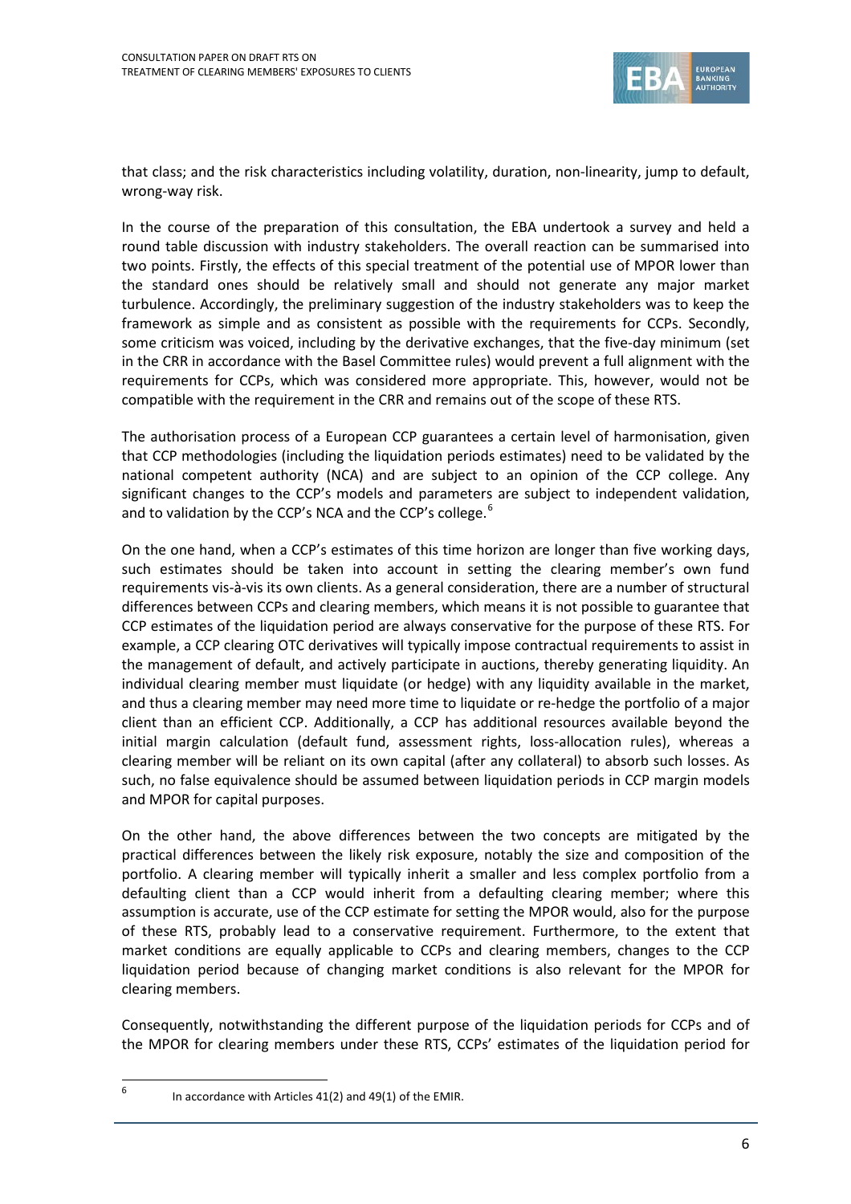that class; and the risk characteristics including volatility, duration, non-linearity, jump to default, wrong-way risk.

In the course of the preparation of this consultation, the EBA undertook a survey and held a round table discussion with industry stakeholders. The overall reaction can be summarised into two points. Firstly, the effects of this special treatment of the potential use of MPOR lower than the standard ones should be relatively small and should not generate any major market turbulence. Accordingly, the preliminary suggestion of the industry stakeholders was to keep the framework as simple and as consistent as possible with the requirements for CCPs. Secondly, some criticism was voiced, including by the derivative exchanges, that the five-day minimum (set in the CRR in accordance with the Basel Committee rules) would prevent a full alignment with the requirements for CCPs, which was considered more appropriate. This, however, would not be compatible with the requirement in the CRR and remains out of the scope of these RTS.

The authorisation process of a European CCP guarantees a certain level of harmonisation, given that CCP methodologies (including the liquidation periods estimates) need to be validated by the national competent authority (NCA) and are subject to an opinion of the CCP college. Any significant changes to the CCP's models and parameters are subject to independent validation, and to validation by the CCP's NCA and the CCP's college.[6]

On the one hand, when a CCP's estimates of this time horizon are longer than five working days, such estimates should be taken into account in setting the clearing member's own fund requirements vis-à-vis its own clients. As a general consideration, there are a number of structural differences between CCPs and clearing members, which means it is not possible to guarantee that CCP estimates of the liquidation period are always conservative for the purpose of these RTS. For example, a CCP clearing OTC derivatives will typically impose contractual requirements to assist in the management of default, and actively participate in auctions, thereby generating liquidity. An individual clearing member must liquidate (or hedge) with any liquidity available in the market, and thus a clearing member may need more time to liquidate or re-hedge the portfolio of a major client than an efficient CCP. Additionally, a CCP has additional resources available beyond the initial margin calculation (default fund, assessment rights, loss-allocation rules), whereas a clearing member will be reliant on its own capital (after any collateral) to absorb such losses. As such, no false equivalence should be assumed between liquidation periods in CCP margin models and MPOR for capital purposes.

On the other hand, the above differences between the two concepts are mitigated by the practical differences between the likely risk exposure, notably the size and composition of the portfolio. A clearing member will typically inherit a smaller and less complex portfolio from a defaulting client than a CCP would inherit from a defaulting clearing member; where this assumption is accurate, use of the CCP estimate for setting the MPOR would, also for the purpose of these RTS, probably lead to a conservative requirement. Furthermore, to the extent that market conditions are equally applicable to CCPs and clearing members, changes to the CCP liquidation period because of changing market conditions is also relevant for the MPOR for clearing members.

Consequently, notwithstanding the different purpose of the liquidation periods for CCPs and of the MPOR for clearing members under these RTS, CCPs' estimates of the liquidation period for

[6] In accordance with Articles 41(2) and 49(1) of the EMIR.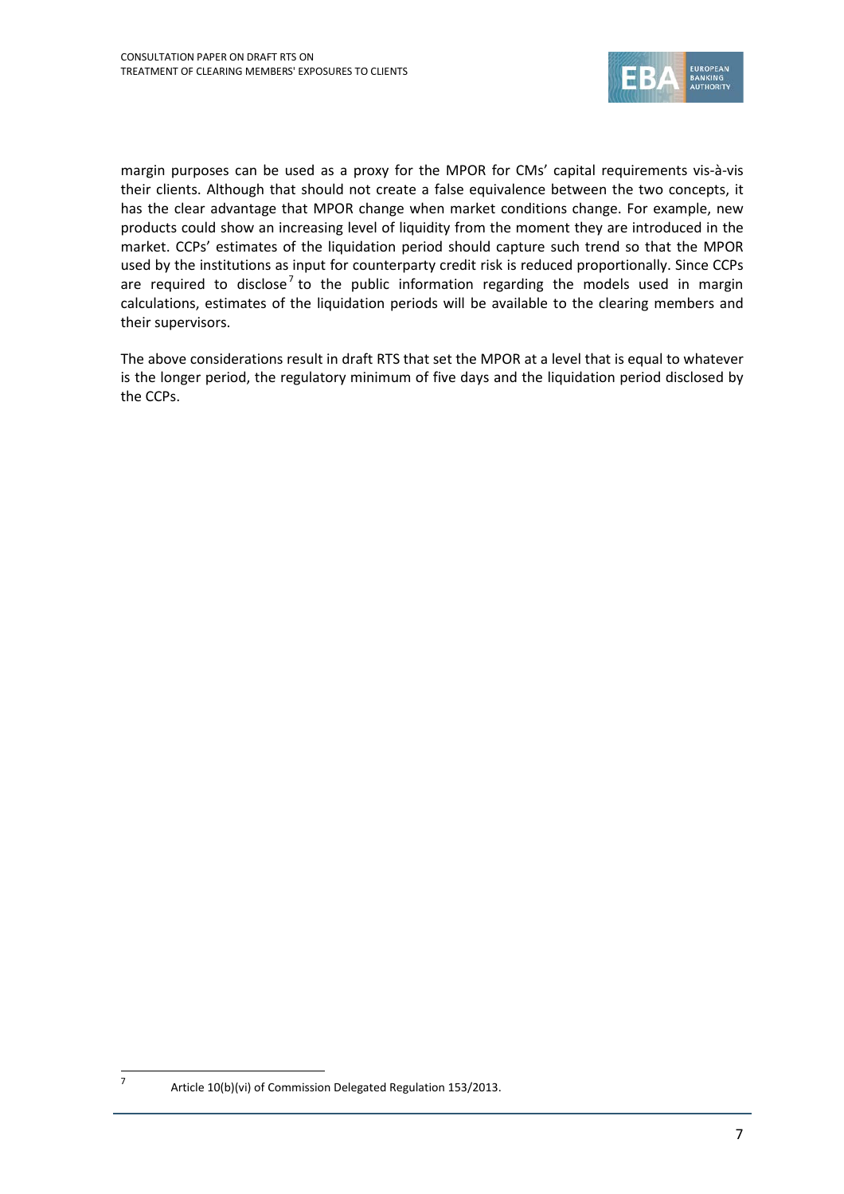margin purposes can be used as a proxy for the MPOR for CMs' capital requirements vis-à-vis their clients. Although that should not create a false equivalence between the two concepts, it has the clear advantage that MPOR change when market conditions change. For example, new products could show an increasing level of liquidity from the moment they are introduced in the market. CCPs' estimates of the liquidation period should capture such trend so that the MPOR used by the institutions as input for counterparty credit risk is reduced proportionally. Since CCPs are required to disclose[7] to the public information regarding the models used in margin calculations, estimates of the liquidation periods will be available to the clearing members and their supervisors.

The above considerations result in draft RTS that set the MPOR at a level that is equal to whatever is the longer period, the regulatory minimum of five days and the liquidation period disclosed by the CCPs.

---

[7] Article 10(b)(vi) of Commission Delegated Regulation 153/2013.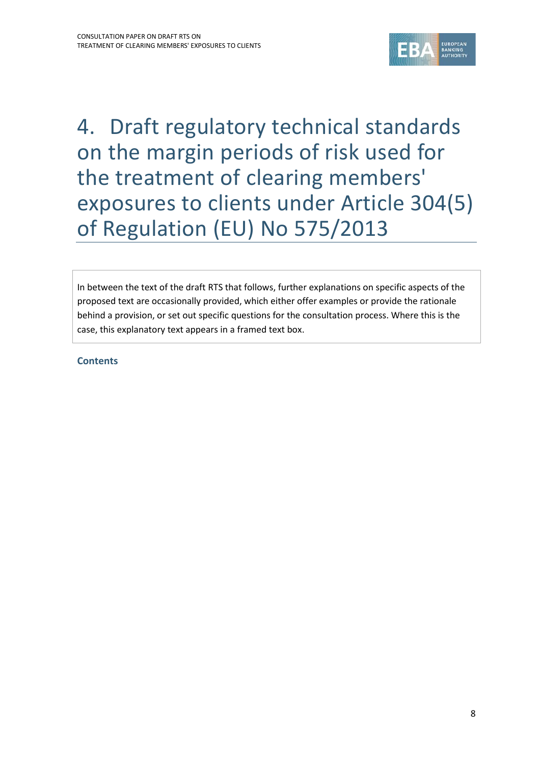# 4. Draft regulatory technical standards on the margin periods of risk used for the treatment of clearing members' exposures to clients under Article 304(5) of Regulation (EU) No 575/2013

> In between the text of the draft RTS that follows, further explanations on specific aspects of the proposed text are occasionally provided, which either offer examples or provide the rationale behind a provision, or set out specific questions for the consultation process. Where this is the case, this explanatory text appears in a framed text box.

**Contents**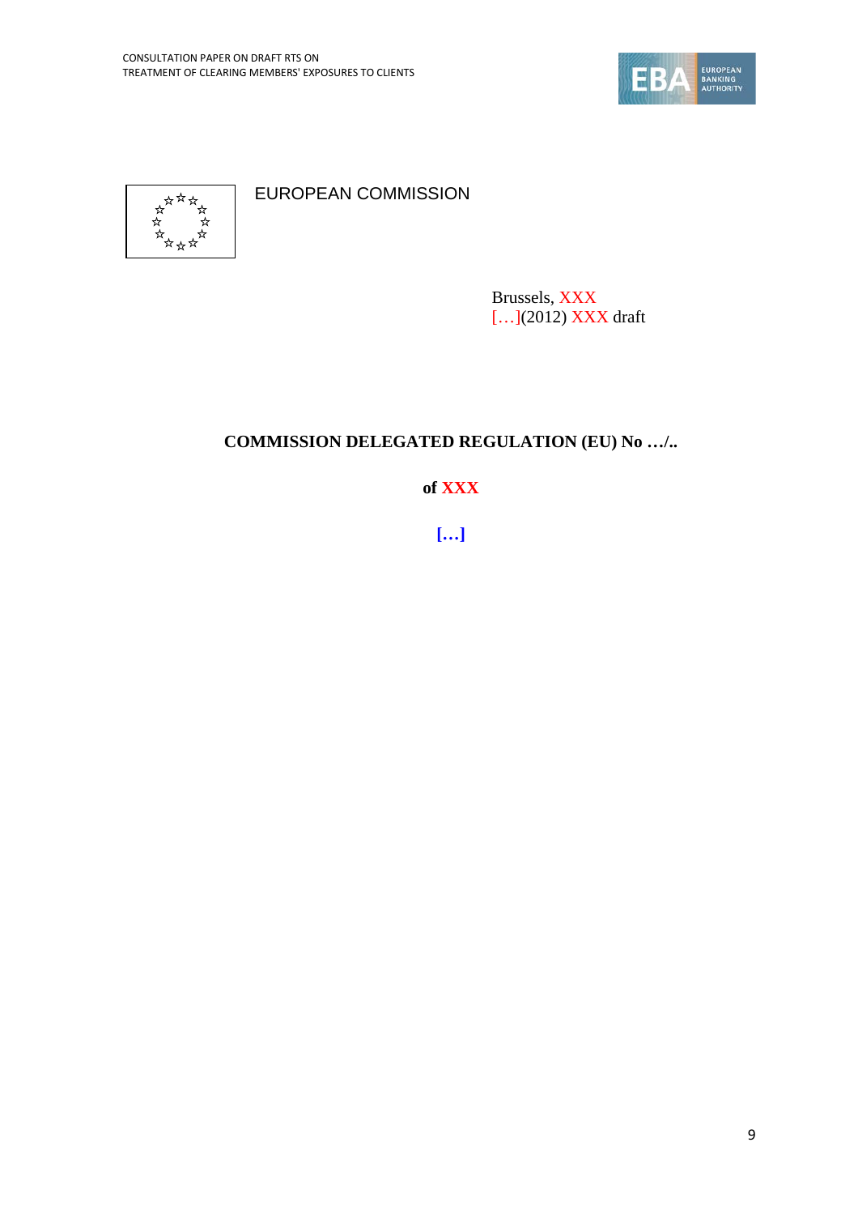EUROPEAN COMMISSION

Brussels, XXX
[…](2012) XXX draft

**COMMISSION DELEGATED REGULATION (EU) No …/..**

**of XXX**

**[…]**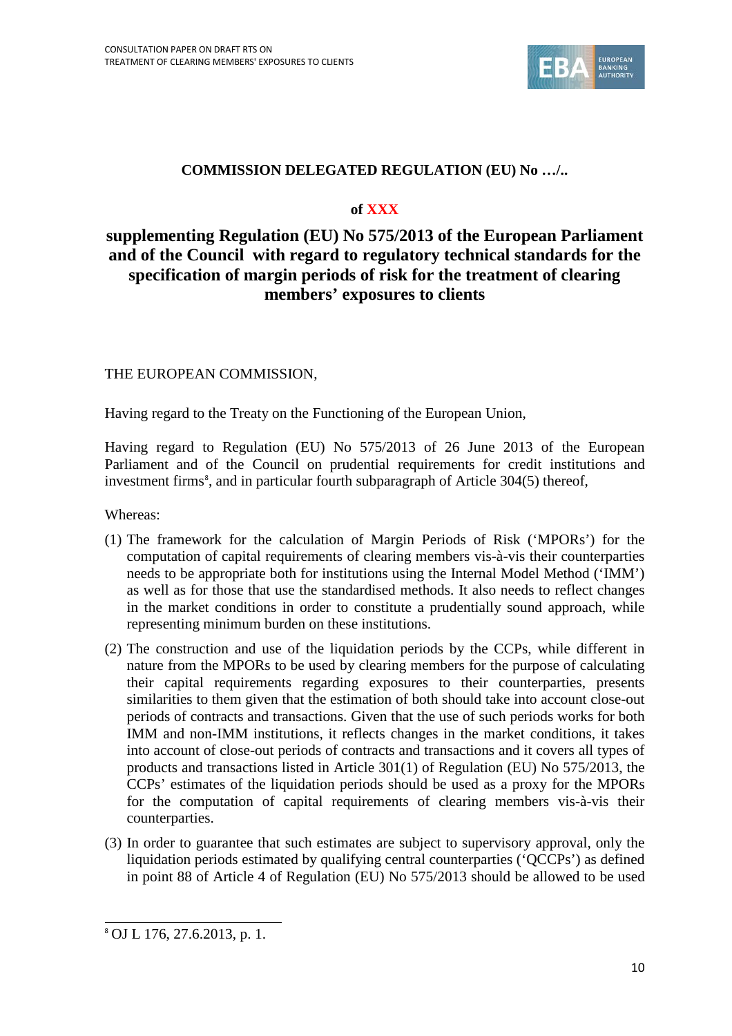**COMMISSION DELEGATED REGULATION (EU) No …/..**

**of XXX**

# supplementing Regulation (EU) No 575/2013 of the European Parliament and of the Council with regard to regulatory technical standards for the specification of margin periods of risk for the treatment of clearing members' exposures to clients

THE EUROPEAN COMMISSION,

Having regard to the Treaty on the Functioning of the European Union,

Having regard to Regulation (EU) No 575/2013 of 26 June 2013 of the European Parliament and of the Council on prudential requirements for credit institutions and investment firms[8], and in particular fourth subparagraph of Article 304(5) thereof,

Whereas:

(1) The framework for the calculation of Margin Periods of Risk ('MPORs') for the computation of capital requirements of clearing members vis-à-vis their counterparties needs to be appropriate both for institutions using the Internal Model Method ('IMM') as well as for those that use the standardised methods. It also needs to reflect changes in the market conditions in order to constitute a prudentially sound approach, while representing minimum burden on these institutions.

(2) The construction and use of the liquidation periods by the CCPs, while different in nature from the MPORs to be used by clearing members for the purpose of calculating their capital requirements regarding exposures to their counterparties, presents similarities to them given that the estimation of both should take into account close-out periods of contracts and transactions. Given that the use of such periods works for both IMM and non-IMM institutions, it reflects changes in the market conditions, it takes into account of close-out periods of contracts and transactions and it covers all types of products and transactions listed in Article 301(1) of Regulation (EU) No 575/2013, the CCPs' estimates of the liquidation periods should be used as a proxy for the MPORs for the computation of capital requirements of clearing members vis-à-vis their counterparties.

(3) In order to guarantee that such estimates are subject to supervisory approval, only the liquidation periods estimated by qualifying central counterparties ('QCCPs') as defined in point 88 of Article 4 of Regulation (EU) No 575/2013 should be allowed to be used

[8] OJ L 176, 27.6.2013, p. 1.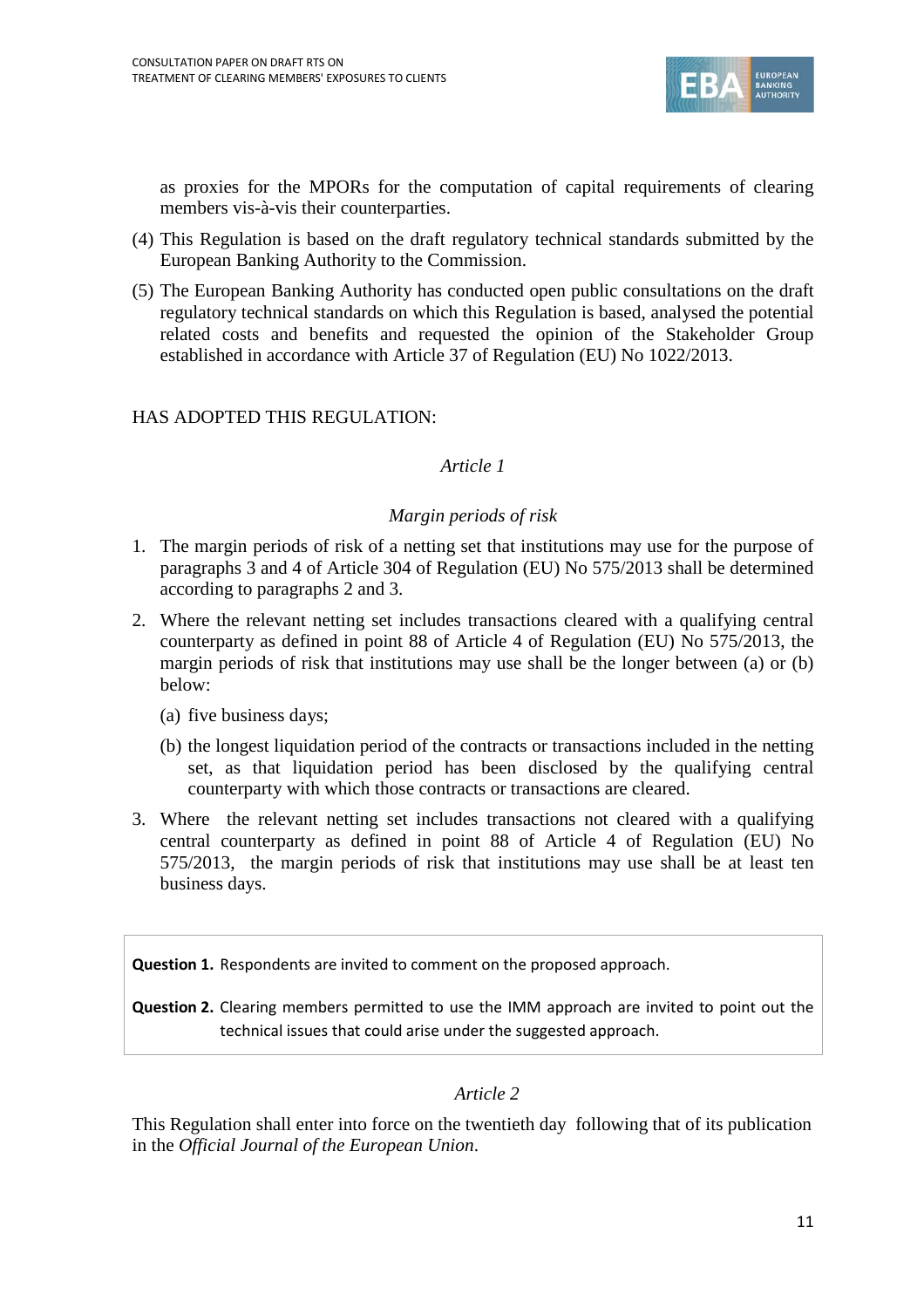as proxies for the MPORs for the computation of capital requirements of clearing members vis-à-vis their counterparties.

(4) This Regulation is based on the draft regulatory technical standards submitted by the European Banking Authority to the Commission.

(5) The European Banking Authority has conducted open public consultations on the draft regulatory technical standards on which this Regulation is based, analysed the potential related costs and benefits and requested the opinion of the Stakeholder Group established in accordance with Article 37 of Regulation (EU) No 1022/2013.

HAS ADOPTED THIS REGULATION:

*Article 1*

*Margin periods of risk*

1. The margin periods of risk of a netting set that institutions may use for the purpose of paragraphs 3 and 4 of Article 304 of Regulation (EU) No 575/2013 shall be determined according to paragraphs 2 and 3.

2. Where the relevant netting set includes transactions cleared with a qualifying central counterparty as defined in point 88 of Article 4 of Regulation (EU) No 575/2013, the margin periods of risk that institutions may use shall be the longer between (a) or (b) below:

   (a) five business days;

   (b) the longest liquidation period of the contracts or transactions included in the netting set, as that liquidation period has been disclosed by the qualifying central counterparty with which those contracts or transactions are cleared.

3. Where the relevant netting set includes transactions not cleared with a qualifying central counterparty as defined in point 88 of Article 4 of Regulation (EU) No 575/2013, the margin periods of risk that institutions may use shall be at least ten business days.

**Question 1.** Respondents are invited to comment on the proposed approach.

**Question 2.** Clearing members permitted to use the IMM approach are invited to point out the technical issues that could arise under the suggested approach.

*Article 2*

This Regulation shall enter into force on the twentieth day following that of its publication in the *Official Journal of the European Union*.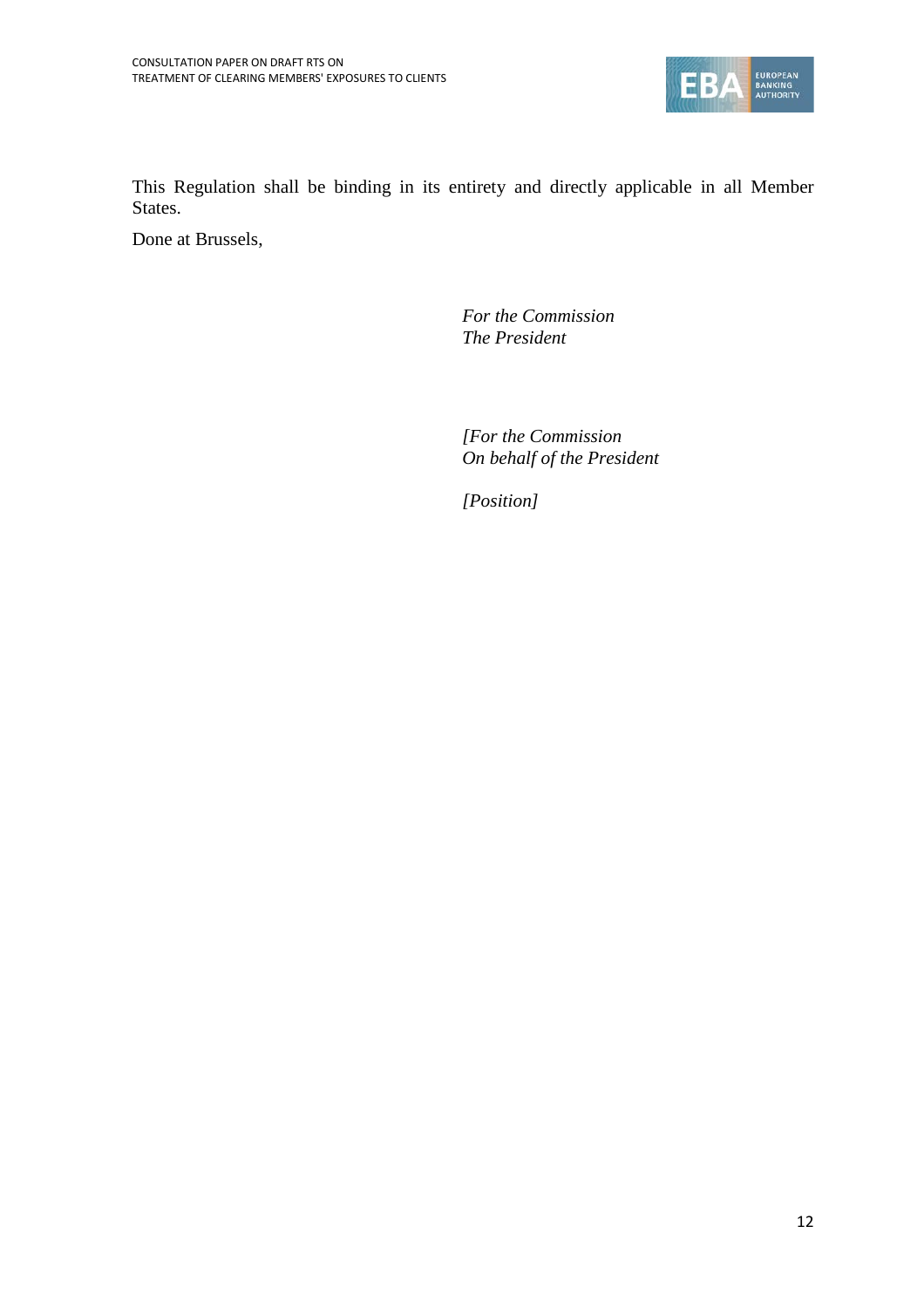This Regulation shall be binding in its entirety and directly applicable in all Member States.

Done at Brussels,

*For the Commission*
*The President*

*[For the Commission*
*On behalf of the President*

*[Position]*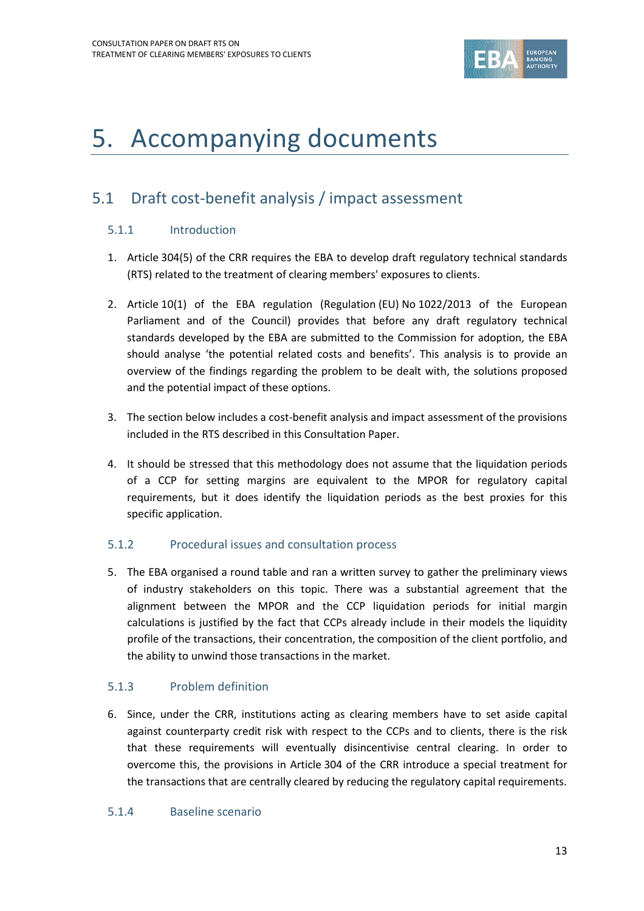# 5. Accompanying documents

## 5.1 Draft cost-benefit analysis / impact assessment

### 5.1.1 Introduction

1. Article 304(5) of the CRR requires the EBA to develop draft regulatory technical standards (RTS) related to the treatment of clearing members' exposures to clients.

2. Article 10(1) of the EBA regulation (Regulation (EU) No 1022/2013 of the European Parliament and of the Council) provides that before any draft regulatory technical standards developed by the EBA are submitted to the Commission for adoption, the EBA should analyse 'the potential related costs and benefits'. This analysis is to provide an overview of the findings regarding the problem to be dealt with, the solutions proposed and the potential impact of these options.

3. The section below includes a cost-benefit analysis and impact assessment of the provisions included in the RTS described in this Consultation Paper.

4. It should be stressed that this methodology does not assume that the liquidation periods of a CCP for setting margins are equivalent to the MPOR for regulatory capital requirements, but it does identify the liquidation periods as the best proxies for this specific application.

### 5.1.2 Procedural issues and consultation process

5. The EBA organised a round table and ran a written survey to gather the preliminary views of industry stakeholders on this topic. There was a substantial agreement that the alignment between the MPOR and the CCP liquidation periods for initial margin calculations is justified by the fact that CCPs already include in their models the liquidity profile of the transactions, their concentration, the composition of the client portfolio, and the ability to unwind those transactions in the market.

### 5.1.3 Problem definition

6. Since, under the CRR, institutions acting as clearing members have to set aside capital against counterparty credit risk with respect to the CCPs and to clients, there is the risk that these requirements will eventually disincentivise central clearing. In order to overcome this, the provisions in Article 304 of the CRR introduce a special treatment for the transactions that are centrally cleared by reducing the regulatory capital requirements.

### 5.1.4 Baseline scenario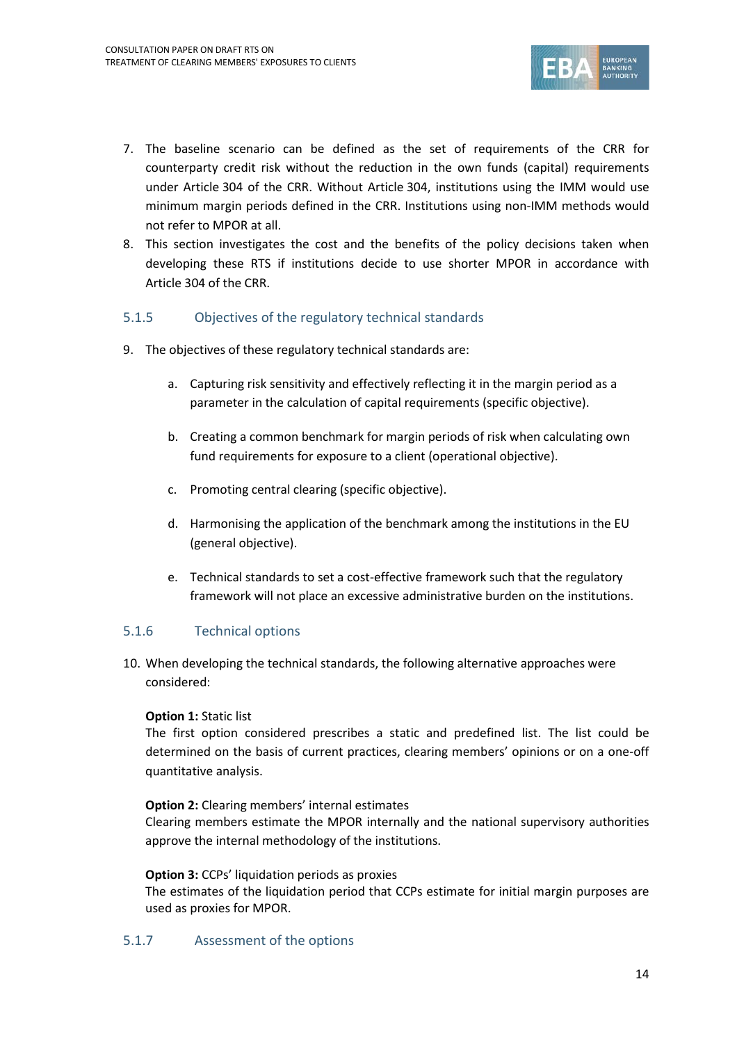7. The baseline scenario can be defined as the set of requirements of the CRR for counterparty credit risk without the reduction in the own funds (capital) requirements under Article 304 of the CRR. Without Article 304, institutions using the IMM would use minimum margin periods defined in the CRR. Institutions using non-IMM methods would not refer to MPOR at all.
8. This section investigates the cost and the benefits of the policy decisions taken when developing these RTS if institutions decide to use shorter MPOR in accordance with Article 304 of the CRR.

### 5.1.5 Objectives of the regulatory technical standards

9. The objectives of these regulatory technical standards are:

    a. Capturing risk sensitivity and effectively reflecting it in the margin period as a parameter in the calculation of capital requirements (specific objective).

    b. Creating a common benchmark for margin periods of risk when calculating own fund requirements for exposure to a client (operational objective).

    c. Promoting central clearing (specific objective).

    d. Harmonising the application of the benchmark among the institutions in the EU (general objective).

    e. Technical standards to set a cost-effective framework such that the regulatory framework will not place an excessive administrative burden on the institutions.

### 5.1.6 Technical options

10. When developing the technical standards, the following alternative approaches were considered:

    **Option 1:** Static list
    The first option considered prescribes a static and predefined list. The list could be determined on the basis of current practices, clearing members' opinions or on a one-off quantitative analysis.

    **Option 2:** Clearing members' internal estimates
    Clearing members estimate the MPOR internally and the national supervisory authorities approve the internal methodology of the institutions.

    **Option 3:** CCPs' liquidation periods as proxies
    The estimates of the liquidation period that CCPs estimate for initial margin purposes are used as proxies for MPOR.

### 5.1.7 Assessment of the options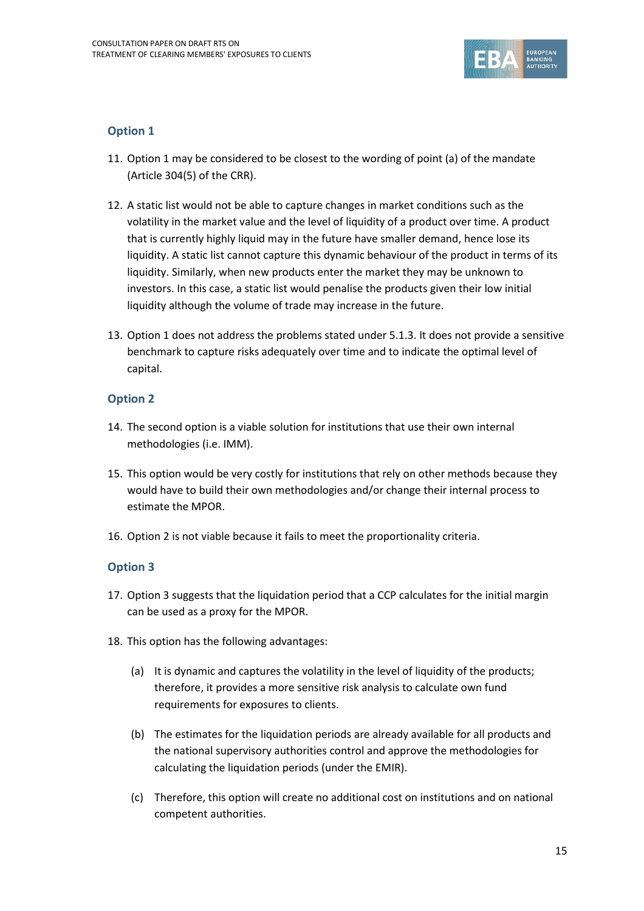### Option 1

11. Option 1 may be considered to be closest to the wording of point (a) of the mandate (Article 304(5) of the CRR).

12. A static list would not be able to capture changes in market conditions such as the volatility in the market value and the level of liquidity of a product over time. A product that is currently highly liquid may in the future have smaller demand, hence lose its liquidity. A static list cannot capture this dynamic behaviour of the product in terms of its liquidity. Similarly, when new products enter the market they may be unknown to investors. In this case, a static list would penalise the products given their low initial liquidity although the volume of trade may increase in the future.

13. Option 1 does not address the problems stated under 5.1.3. It does not provide a sensitive benchmark to capture risks adequately over time and to indicate the optimal level of capital.

### Option 2

14. The second option is a viable solution for institutions that use their own internal methodologies (i.e. IMM).

15. This option would be very costly for institutions that rely on other methods because they would have to build their own methodologies and/or change their internal process to estimate the MPOR.

16. Option 2 is not viable because it fails to meet the proportionality criteria.

### Option 3

17. Option 3 suggests that the liquidation period that a CCP calculates for the initial margin can be used as a proxy for the MPOR.

18. This option has the following advantages:

    (a) It is dynamic and captures the volatility in the level of liquidity of the products; therefore, it provides a more sensitive risk analysis to calculate own fund requirements for exposures to clients.

    (b) The estimates for the liquidation periods are already available for all products and the national supervisory authorities control and approve the methodologies for calculating the liquidation periods (under the EMIR).

    (c) Therefore, this option will create no additional cost on institutions and on national competent authorities.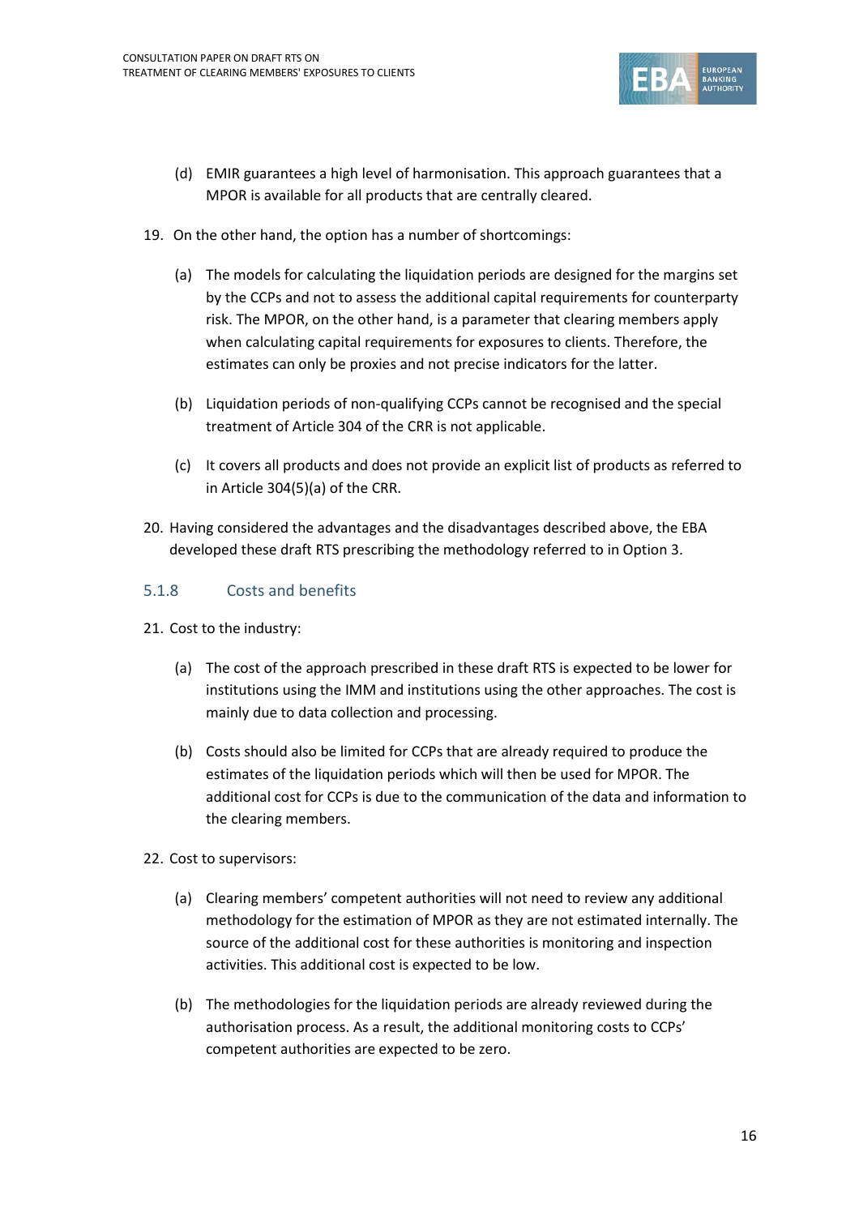(d) EMIR guarantees a high level of harmonisation. This approach guarantees that a MPOR is available for all products that are centrally cleared.

19. On the other hand, the option has a number of shortcomings:

   (a) The models for calculating the liquidation periods are designed for the margins set by the CCPs and not to assess the additional capital requirements for counterparty risk. The MPOR, on the other hand, is a parameter that clearing members apply when calculating capital requirements for exposures to clients. Therefore, the estimates can only be proxies and not precise indicators for the latter.

   (b) Liquidation periods of non-qualifying CCPs cannot be recognised and the special treatment of Article 304 of the CRR is not applicable.

   (c) It covers all products and does not provide an explicit list of products as referred to in Article 304(5)(a) of the CRR.

20. Having considered the advantages and the disadvantages described above, the EBA developed these draft RTS prescribing the methodology referred to in Option 3.

### 5.1.8 Costs and benefits

21. Cost to the industry:

   (a) The cost of the approach prescribed in these draft RTS is expected to be lower for institutions using the IMM and institutions using the other approaches. The cost is mainly due to data collection and processing.

   (b) Costs should also be limited for CCPs that are already required to produce the estimates of the liquidation periods which will then be used for MPOR. The additional cost for CCPs is due to the communication of the data and information to the clearing members.

22. Cost to supervisors:

   (a) Clearing members' competent authorities will not need to review any additional methodology for the estimation of MPOR as they are not estimated internally. The source of the additional cost for these authorities is monitoring and inspection activities. This additional cost is expected to be low.

   (b) The methodologies for the liquidation periods are already reviewed during the authorisation process. As a result, the additional monitoring costs to CCPs' competent authorities are expected to be zero.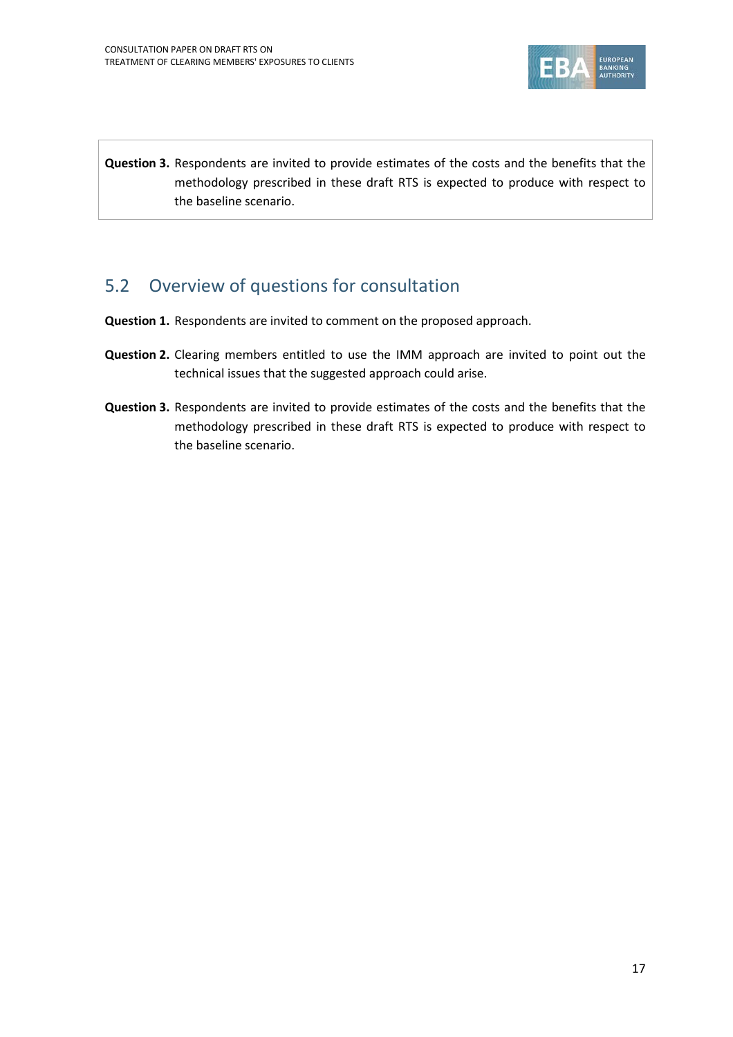**Question 3.** Respondents are invited to provide estimates of the costs and the benefits that the methodology prescribed in these draft RTS is expected to produce with respect to the baseline scenario.

## 5.2 Overview of questions for consultation

**Question 1.** Respondents are invited to comment on the proposed approach.

**Question 2.** Clearing members entitled to use the IMM approach are invited to point out the technical issues that the suggested approach could arise.

**Question 3.** Respondents are invited to provide estimates of the costs and the benefits that the methodology prescribed in these draft RTS is expected to produce with respect to the baseline scenario.